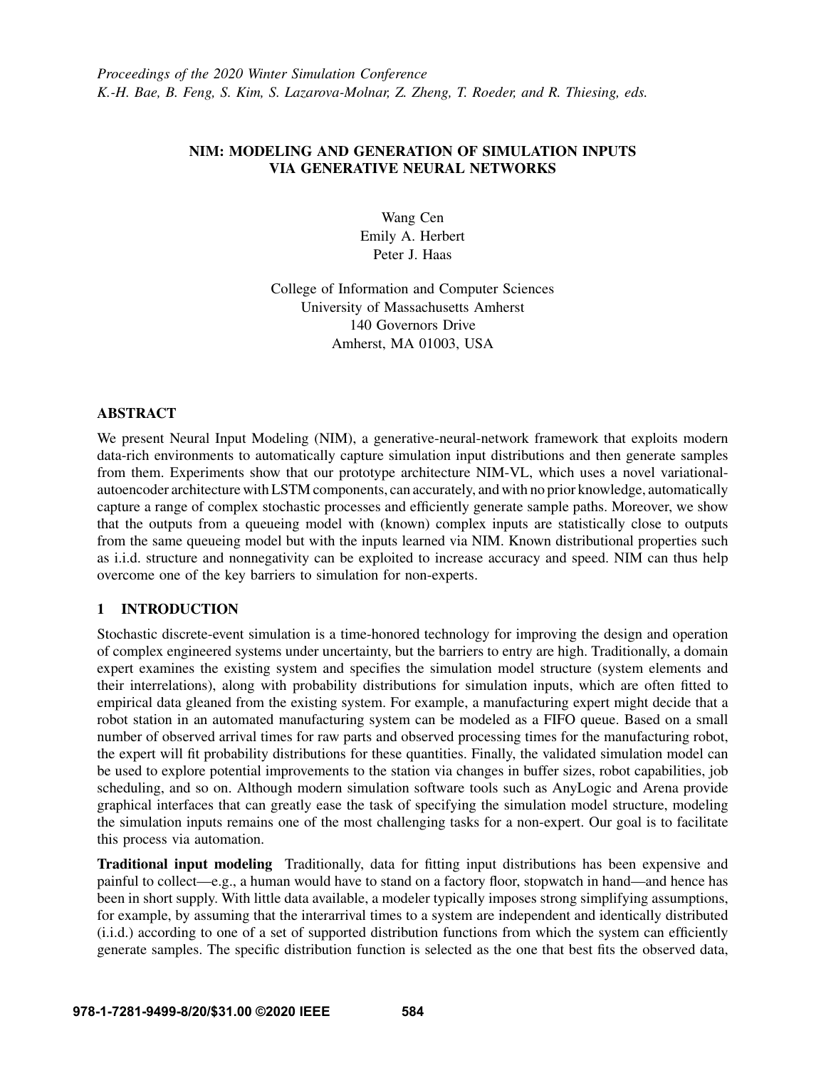# NIM: MODELING AND GENERATION OF SIMULATION INPUTS VIA GENERATIVE NEURAL NETWORKS

Wang Cen
Emily A. Herbert
Peter J. Haas

College of Information and Computer Sciences
University of Massachusetts Amherst
140 Governors Drive
Amherst, MA 01003, USA

## ABSTRACT

We present Neural Input Modeling (NIM), a generative-neural-network framework that exploits modern data-rich environments to automatically capture simulation input distributions and then generate samples from them. Experiments show that our prototype architecture NIM-VL, which uses a novel variational-autoencoder architecture with LSTM components, can accurately, and with no prior knowledge, automatically capture a range of complex stochastic processes and efficiently generate sample paths. Moreover, we show that the outputs from a queueing model with (known) complex inputs are statistically close to outputs from the same queueing model but with the inputs learned via NIM. Known distributional properties such as i.i.d. structure and nonnegativity can be exploited to increase accuracy and speed. NIM can thus help overcome one of the key barriers to simulation for non-experts.

## 1 INTRODUCTION

Stochastic discrete-event simulation is a time-honored technology for improving the design and operation of complex engineered systems under uncertainty, but the barriers to entry are high. Traditionally, a domain expert examines the existing system and specifies the simulation model structure (system elements and their interrelations), along with probability distributions for simulation inputs, which are often fitted to empirical data gleaned from the existing system. For example, a manufacturing expert might decide that a robot station in an automated manufacturing system can be modeled as a FIFO queue. Based on a small number of observed arrival times for raw parts and observed processing times for the manufacturing robot, the expert will fit probability distributions for these quantities. Finally, the validated simulation model can be used to explore potential improvements to the station via changes in buffer sizes, robot capabilities, job scheduling, and so on. Although modern simulation software tools such as AnyLogic and Arena provide graphical interfaces that can greatly ease the task of specifying the simulation model structure, modeling the simulation inputs remains one of the most challenging tasks for a non-expert. Our goal is to facilitate this process via automation.

**Traditional input modeling** Traditionally, data for fitting input distributions has been expensive and painful to collect—e.g., a human would have to stand on a factory floor, stopwatch in hand—and hence has been in short supply. With little data available, a modeler typically imposes strong simplifying assumptions, for example, by assuming that the interarrival times to a system are independent and identically distributed (i.i.d.) according to one of a set of supported distribution functions from which the system can efficiently generate samples. The specific distribution function is selected as the one that best fits the observed data,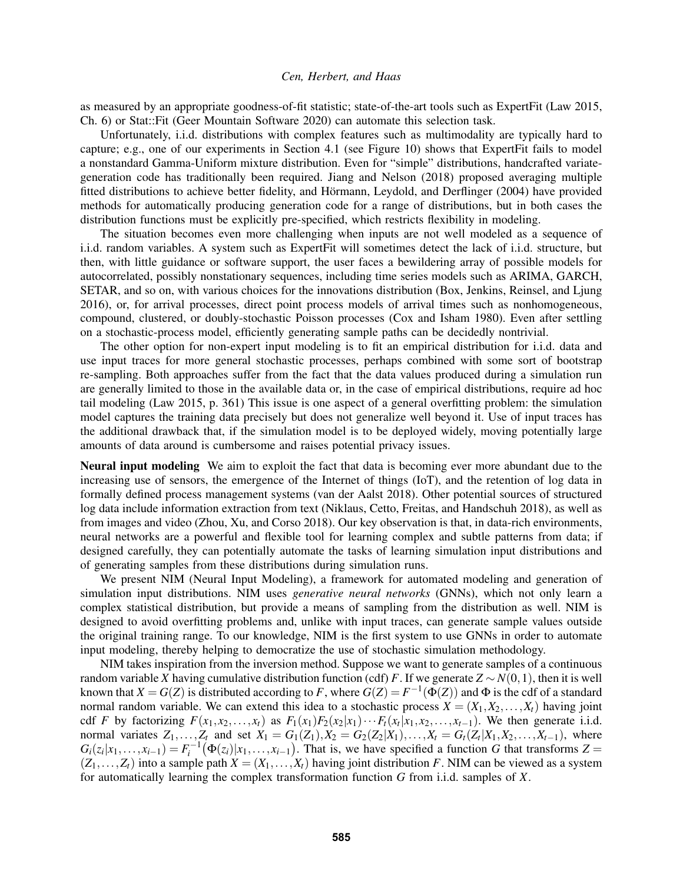as measured by an appropriate goodness-of-fit statistic; state-of-the-art tools such as ExpertFit (Law 2015, Ch. 6) or Stat::Fit (Geer Mountain Software 2020) can automate this selection task.

Unfortunately, i.i.d. distributions with complex features such as multimodality are typically hard to capture; e.g., one of our experiments in Section 4.1 (see Figure 10) shows that ExpertFit fails to model a nonstandard Gamma-Uniform mixture distribution. Even for "simple" distributions, handcrafted variate-generation code has traditionally been required. Jiang and Nelson (2018) proposed averaging multiple fitted distributions to achieve better fidelity, and Hörmann, Leydold, and Derflinger (2004) have provided methods for automatically producing generation code for a range of distributions, but in both cases the distribution functions must be explicitly pre-specified, which restricts flexibility in modeling.

The situation becomes even more challenging when inputs are not well modeled as a sequence of i.i.d. random variables. A system such as ExpertFit will sometimes detect the lack of i.i.d. structure, but then, with little guidance or software support, the user faces a bewildering array of possible models for autocorrelated, possibly nonstationary sequences, including time series models such as ARIMA, GARCH, SETAR, and so on, with various choices for the innovations distribution (Box, Jenkins, Reinsel, and Ljung 2016), or, for arrival processes, direct point process models of arrival times such as nonhomogeneous, compound, clustered, or doubly-stochastic Poisson processes (Cox and Isham 1980). Even after settling on a stochastic-process model, efficiently generating sample paths can be decidedly nontrivial.

The other option for non-expert input modeling is to fit an empirical distribution for i.i.d. data and use input traces for more general stochastic processes, perhaps combined with some sort of bootstrap re-sampling. Both approaches suffer from the fact that the data values produced during a simulation run are generally limited to those in the available data or, in the case of empirical distributions, require ad hoc tail modeling (Law 2015, p. 361) This issue is one aspect of a general overfitting problem: the simulation model captures the training data precisely but does not generalize well beyond it. Use of input traces has the additional drawback that, if the simulation model is to be deployed widely, moving potentially large amounts of data around is cumbersome and raises potential privacy issues.

**Neural input modeling** We aim to exploit the fact that data is becoming ever more abundant due to the increasing use of sensors, the emergence of the Internet of things (IoT), and the retention of log data in formally defined process management systems (van der Aalst 2018). Other potential sources of structured log data include information extraction from text (Niklaus, Cetto, Freitas, and Handschuh 2018), as well as from images and video (Zhou, Xu, and Corso 2018). Our key observation is that, in data-rich environments, neural networks are a powerful and flexible tool for learning complex and subtle patterns from data; if designed carefully, they can potentially automate the tasks of learning simulation input distributions and of generating samples from these distributions during simulation runs.

We present NIM (Neural Input Modeling), a framework for automated modeling and generation of simulation input distributions. NIM uses *generative neural networks* (GNNs), which not only learn a complex statistical distribution, but provide a means of sampling from the distribution as well. NIM is designed to avoid overfitting problems and, unlike with input traces, can generate sample values outside the original training range. To our knowledge, NIM is the first system to use GNNs in order to automate input modeling, thereby helping to democratize the use of stochastic simulation methodology.

NIM takes inspiration from the inversion method. Suppose we want to generate samples of a continuous random variable $X$ having cumulative distribution function (cdf) $F$. If we generate $Z \sim N(0,1)$, then it is well known that $X = G(Z)$ is distributed according to $F$, where $G(Z) = F^{-1}(\Phi(Z))$ and $\Phi$ is the cdf of a standard normal random variable. We can extend this idea to a stochastic process $X = (X_1, X_2, \ldots, X_t)$ having joint cdf $F$ by factorizing $F(x_1, x_2, \ldots, x_t)$ as $F_1(x_1)F_2(x_2|x_1)\cdots F_t(x_t|x_1, x_2, \ldots, x_{t-1})$. We then generate i.i.d. normal variates $Z_1, \ldots, Z_t$ and set $X_1 = G_1(Z_1), X_2 = G_2(Z_2|X_1), \ldots, X_t = G_t(Z_t|X_1, X_2, \ldots, X_{t-1})$, where $G_i(z_i|x_1, \ldots, x_{i-1}) = F_i^{-1}\big(\Phi(z_i)|x_1, \ldots, x_{i-1}\big)$. That is, we have specified a function $G$ that transforms $Z = (Z_1, \ldots, Z_t)$ into a sample path $X = (X_1, \ldots, X_t)$ having joint distribution $F$. NIM can be viewed as a system for automatically learning the complex transformation function $G$ from i.i.d. samples of $X$.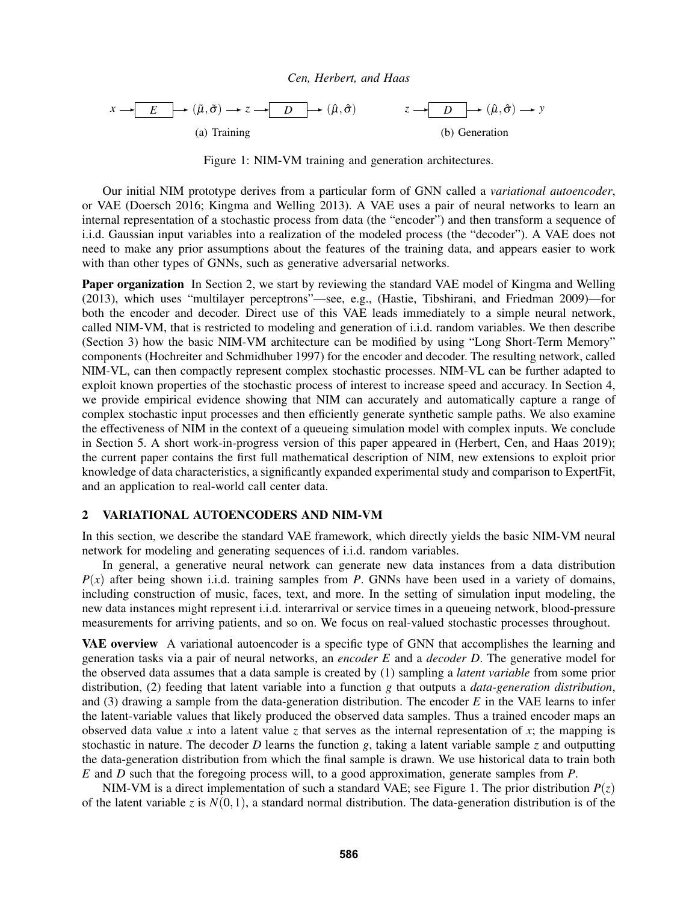$$x \rightarrow \boxed{E} \rightarrow (\tilde{\mu}, \tilde{\sigma}) \rightarrow z \rightarrow \boxed{D} \rightarrow (\hat{\mu}, \hat{\sigma}) \qquad\qquad z \rightarrow \boxed{D} \rightarrow (\hat{\mu}, \hat{\sigma}) \rightarrow y$$

(a) Training (b) Generation

Figure 1: NIM-VM training and generation architectures.

Our initial NIM prototype derives from a particular form of GNN called a *variational autoencoder*, or VAE (Doersch 2016; Kingma and Welling 2013). A VAE uses a pair of neural networks to learn an internal representation of a stochastic process from data (the "encoder") and then transform a sequence of i.i.d. Gaussian input variables into a realization of the modeled process (the "decoder"). A VAE does not need to make any prior assumptions about the features of the training data, and appears easier to work with than other types of GNNs, such as generative adversarial networks.

**Paper organization** In Section 2, we start by reviewing the standard VAE model of Kingma and Welling (2013), which uses "multilayer perceptrons"—see, e.g., (Hastie, Tibshirani, and Friedman 2009)—for both the encoder and decoder. Direct use of this VAE leads immediately to a simple neural network, called NIM-VM, that is restricted to modeling and generation of i.i.d. random variables. We then describe (Section 3) how the basic NIM-VM architecture can be modified by using "Long Short-Term Memory" components (Hochreiter and Schmidhuber 1997) for the encoder and decoder. The resulting network, called NIM-VL, can then compactly represent complex stochastic processes. NIM-VL can be further adapted to exploit known properties of the stochastic process of interest to increase speed and accuracy. In Section 4, we provide empirical evidence showing that NIM can accurately and automatically capture a range of complex stochastic input processes and then efficiently generate synthetic sample paths. We also examine the effectiveness of NIM in the context of a queueing simulation model with complex inputs. We conclude in Section 5. A short work-in-progress version of this paper appeared in (Herbert, Cen, and Haas 2019); the current paper contains the first full mathematical description of NIM, new extensions to exploit prior knowledge of data characteristics, a significantly expanded experimental study and comparison to ExpertFit, and an application to real-world call center data.

## 2 VARIATIONAL AUTOENCODERS AND NIM-VM

In this section, we describe the standard VAE framework, which directly yields the basic NIM-VM neural network for modeling and generating sequences of i.i.d. random variables.

In general, a generative neural network can generate new data instances from a data distribution $P(x)$ after being shown i.i.d. training samples from $P$. GNNs have been used in a variety of domains, including construction of music, faces, text, and more. In the setting of simulation input modeling, the new data instances might represent i.i.d. interarrival or service times in a queueing network, blood-pressure measurements for arriving patients, and so on. We focus on real-valued stochastic processes throughout.

**VAE overview** A variational autoencoder is a specific type of GNN that accomplishes the learning and generation tasks via a pair of neural networks, an *encoder* $E$ and a *decoder* $D$. The generative model for the observed data assumes that a data sample is created by (1) sampling a *latent variable* from some prior distribution, (2) feeding that latent variable into a function $g$ that outputs a *data-generation distribution*, and (3) drawing a sample from the data-generation distribution. The encoder $E$ in the VAE learns to infer the latent-variable values that likely produced the observed data samples. Thus a trained encoder maps an observed data value $x$ into a latent value $z$ that serves as the internal representation of $x$; the mapping is stochastic in nature. The decoder $D$ learns the function $g$, taking a latent variable sample $z$ and outputting the data-generation distribution from which the final sample is drawn. We use historical data to train both $E$ and $D$ such that the foregoing process will, to a good approximation, generate samples from $P$.

NIM-VM is a direct implementation of such a standard VAE; see Figure 1. The prior distribution $P(z)$ of the latent variable $z$ is $N(0,1)$, a standard normal distribution. The data-generation distribution is of the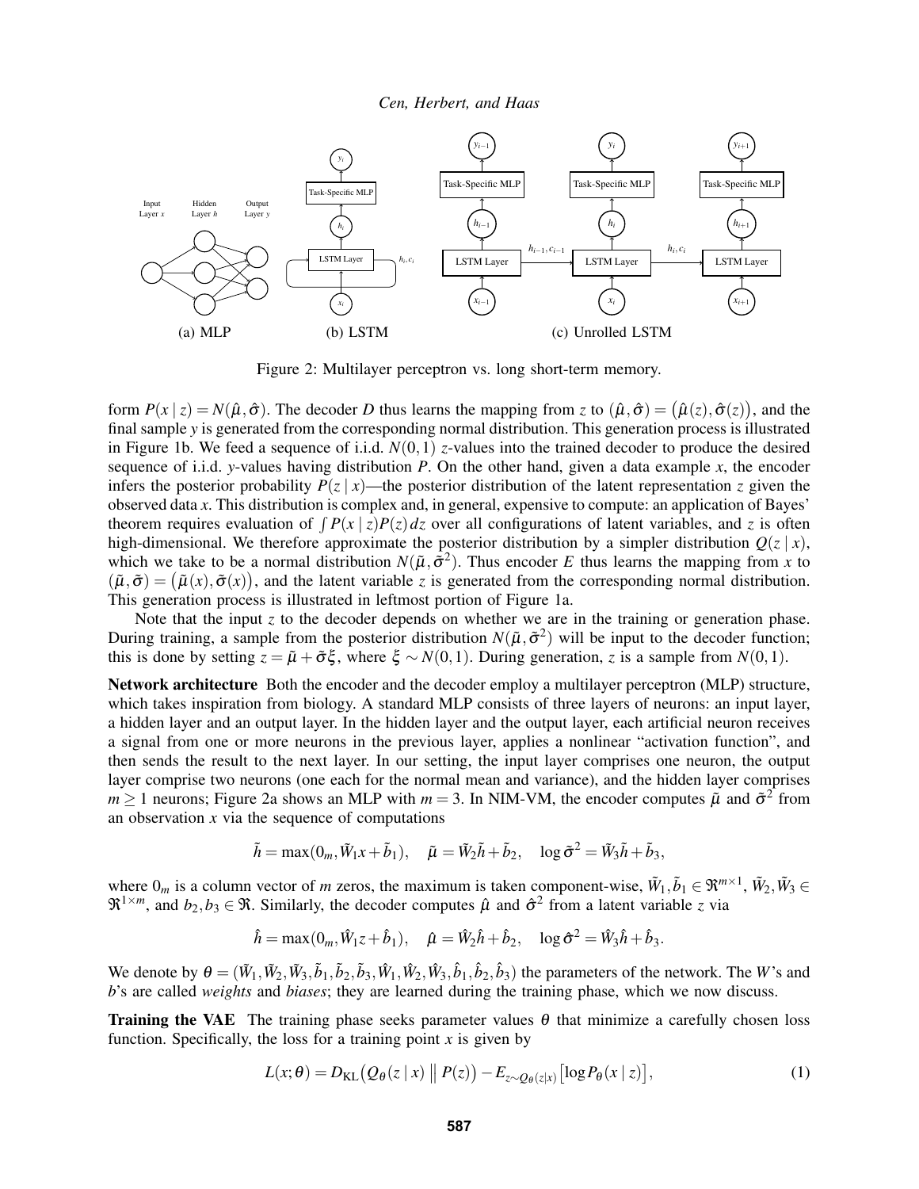Figure 2: Multilayer perceptron vs. long short-term memory.

form $P(x \mid z) = N(\hat{\mu}, \hat{\sigma})$. The decoder $D$ thus learns the mapping from $z$ to $(\hat{\mu}, \hat{\sigma}) = \big(\hat{\mu}(z), \hat{\sigma}(z)\big)$, and the final sample $y$ is generated from the corresponding normal distribution. This generation process is illustrated in Figure 1b. We feed a sequence of i.i.d. $N(0,1)$ $z$-values into the trained decoder to produce the desired sequence of i.i.d. $y$-values having distribution $P$. On the other hand, given a data example $x$, the encoder infers the posterior probability $P(z \mid x)$—the posterior distribution of the latent representation $z$ given the observed data $x$. This distribution is complex and, in general, expensive to compute: an application of Bayes' theorem requires evaluation of $\int P(x \mid z) P(z)\, dz$ over all configurations of latent variables, and $z$ is often high-dimensional. We therefore approximate the posterior distribution by a simpler distribution $Q(z \mid x)$, which we take to be a normal distribution $N(\tilde{\mu}, \tilde{\sigma}^2)$. Thus encoder $E$ thus learns the mapping from $x$ to $(\tilde{\mu}, \tilde{\sigma}) = \big(\tilde{\mu}(x), \tilde{\sigma}(x)\big)$, and the latent variable $z$ is generated from the corresponding normal distribution. This generation process is illustrated in leftmost portion of Figure 1a.

Note that the input $z$ to the decoder depends on whether we are in the training or generation phase. During training, a sample from the posterior distribution $N(\tilde{\mu}, \tilde{\sigma}^2)$ will be input to the decoder function; this is done by setting $z = \tilde{\mu} + \tilde{\sigma}\xi$, where $\xi \sim N(0,1)$. During generation, $z$ is a sample from $N(0,1)$.

**Network architecture** Both the encoder and the decoder employ a multilayer perceptron (MLP) structure, which takes inspiration from biology. A standard MLP consists of three layers of neurons: an input layer, a hidden layer and an output layer. In the hidden layer and the output layer, each artificial neuron receives a signal from one or more neurons in the previous layer, applies a nonlinear "activation function", and then sends the result to the next layer. In our setting, the input layer comprises one neuron, the output layer comprise two neurons (one each for the normal mean and variance), and the hidden layer comprises $m \geq 1$ neurons; Figure 2a shows an MLP with $m = 3$. In NIM-VM, the encoder computes $\tilde{\mu}$ and $\tilde{\sigma}^2$ from an observation $x$ via the sequence of computations

$$\tilde{h} = \max(0_m, \tilde{W}_1 x + \tilde{b}_1), \quad \tilde{\mu} = \tilde{W}_2 \tilde{h} + \tilde{b}_2, \quad \log \tilde{\sigma}^2 = \tilde{W}_3 \tilde{h} + \tilde{b}_3,$$

where $0_m$ is a column vector of $m$ zeros, the maximum is taken component-wise, $\tilde{W}_1, \tilde{b}_1 \in \Re^{m \times 1}$, $\tilde{W}_2, \tilde{W}_3 \in \Re^{1 \times m}$, and $b_2, b_3 \in \Re$. Similarly, the decoder computes $\hat{\mu}$ and $\hat{\sigma}^2$ from a latent variable $z$ via

$$\hat{h} = \max(0_m, \hat{W}_1 z + \hat{b}_1), \quad \hat{\mu} = \hat{W}_2 \hat{h} + \hat{b}_2, \quad \log \hat{\sigma}^2 = \hat{W}_3 \hat{h} + \hat{b}_3.$$

We denote by $\theta = (\tilde{W}_1, \tilde{W}_2, \tilde{W}_3, \tilde{b}_1, \tilde{b}_2, \tilde{b}_3, \hat{W}_1, \hat{W}_2, \hat{W}_3, \hat{b}_1, \hat{b}_2, \hat{b}_3)$ the parameters of the network. The $W$'s and $b$'s are called *weights* and *biases*; they are learned during the training phase, which we now discuss.

**Training the VAE** The training phase seeks parameter values $\theta$ that minimize a carefully chosen loss function. Specifically, the loss for a training point $x$ is given by

$$L(x; \theta) = D_{\mathrm{KL}}\big(Q_\theta(z \mid x) \,\big\|\, P(z)\big) - E_{z \sim Q_\theta(z|x)}\big[\log P_\theta(x \mid z)\big], \tag{1}$$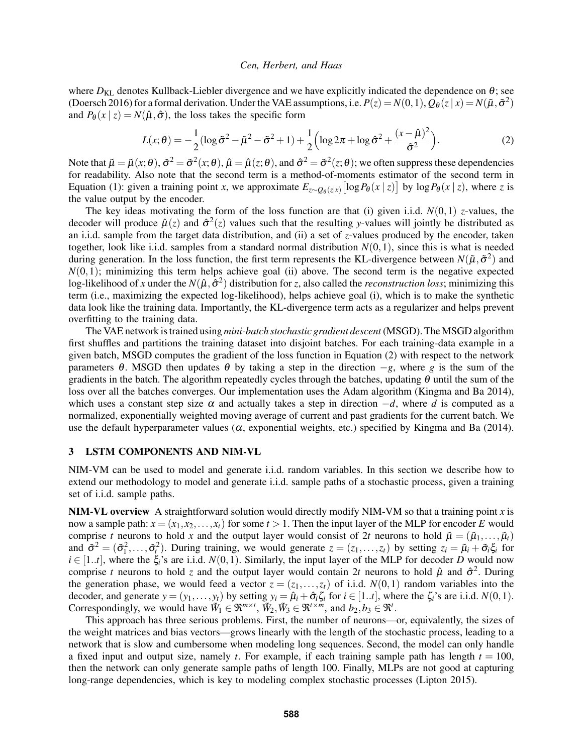where $D_{\mathrm{KL}}$ denotes Kullback-Liebler divergence and we have explicitly indicated the dependence on $\theta$; see (Doersch 2016) for a formal derivation. Under the VAE assumptions, i.e. $P(z) = N(0,1)$, $Q_\theta(z \mid x) = N(\tilde{\mu}, \tilde{\sigma}^2)$ and $P_\theta(x \mid z) = N(\hat{\mu}, \hat{\sigma})$, the loss takes the specific form

$$L(x;\theta) = -\frac{1}{2}(\log \tilde{\sigma}^2 - \tilde{\mu}^2 - \tilde{\sigma}^2 + 1) + \frac{1}{2}\Big(\log 2\pi + \log \hat{\sigma}^2 + \frac{(x-\hat{\mu})^2}{\hat{\sigma}^2}\Big). \tag{2}$$

Note that $\tilde{\mu} = \tilde{\mu}(x;\theta)$, $\tilde{\sigma}^2 = \tilde{\sigma}^2(x;\theta)$, $\hat{\mu} = \hat{\mu}(z;\theta)$, and $\hat{\sigma}^2 = \tilde{\sigma}^2(z;\theta)$; we often suppress these dependencies for readability. Also note that the second term is a method-of-moments estimator of the second term in Equation (1): given a training point $x$, we approximate $E_{z\sim Q_\theta(z|x)}\big[\log P_\theta(x \mid z)\big]$ by $\log P_\theta(x \mid z)$, where $z$ is the value output by the encoder.

The key ideas motivating the form of the loss function are that (i) given i.i.d. $N(0,1)$ $z$-values, the decoder will produce $\hat{\mu}(z)$ and $\hat{\sigma}^2(z)$ values such that the resulting $y$-values will jointly be distributed as an i.i.d. sample from the target data distribution, and (ii) a set of $z$-values produced by the encoder, taken together, look like i.i.d. samples from a standard normal distribution $N(0,1)$, since this is what is needed during generation. In the loss function, the first term represents the KL-divergence between $N(\tilde{\mu}, \tilde{\sigma}^2)$ and $N(0,1)$; minimizing this term helps achieve goal (ii) above. The second term is the negative expected log-likelihood of $x$ under the $N(\hat{\mu}, \hat{\sigma}^2)$ distribution for $z$, also called the *reconstruction loss*; minimizing this term (i.e., maximizing the expected log-likelihood), helps achieve goal (i), which is to make the synthetic data look like the training data. Importantly, the KL-divergence term acts as a regularizer and helps prevent overfitting to the training data.

The VAE network is trained using *mini-batch stochastic gradient descent* (MSGD). The MSGD algorithm first shuffles and partitions the training dataset into disjoint batches. For each training-data example in a given batch, MSGD computes the gradient of the loss function in Equation (2) with respect to the network parameters $\theta$. MSGD then updates $\theta$ by taking a step in the direction $-g$, where $g$ is the sum of the gradients in the batch. The algorithm repeatedly cycles through the batches, updating $\theta$ until the sum of the loss over all the batches converges. Our implementation uses the Adam algorithm (Kingma and Ba 2014), which uses a constant step size $\alpha$ and actually takes a step in direction $-d$, where $d$ is computed as a normalized, exponentially weighted moving average of current and past gradients for the current batch. We use the default hyperparameter values ($\alpha$, exponential weights, etc.) specified by Kingma and Ba (2014).

## 3 LSTM COMPONENTS AND NIM-VL

NIM-VM can be used to model and generate i.i.d. random variables. In this section we describe how to extend our methodology to model and generate i.i.d. sample paths of a stochastic process, given a training set of i.i.d. sample paths.

**NIM-VL overview** A straightforward solution would directly modify NIM-VM so that a training point $x$ is now a sample path: $x = (x_1, x_2, \ldots, x_t)$ for some $t > 1$. Then the input layer of the MLP for encoder $E$ would comprise $t$ neurons to hold $x$ and the output layer would consist of $2t$ neurons to hold $\tilde{\mu} = (\tilde{\mu}_1, \ldots, \tilde{\mu}_t)$ and $\tilde{\sigma}^2 = (\tilde{\sigma}_1^2, \ldots, \tilde{\sigma}_t^2)$. During training, we would generate $z = (z_1, \ldots, z_t)$ by setting $z_i = \tilde{\mu}_i + \tilde{\sigma}_i \xi_i$ for $i \in [1..t]$, where the $\xi_i$'s are i.i.d. $N(0,1)$. Similarly, the input layer of the MLP for decoder $D$ would now comprise $t$ neurons to hold $z$ and the output layer would contain $2t$ neurons to hold $\hat{\mu}$ and $\hat{\sigma}^2$. During the generation phase, we would feed a vector $z = (z_1, \ldots, z_t)$ of i.i.d. $N(0,1)$ random variables into the decoder, and generate $y = (y_1, \ldots, y_t)$ by setting $y_i = \hat{\mu}_i + \hat{\sigma}_i \zeta_i$ for $i \in [1..t]$, where the $\zeta_i$'s are i.i.d. $N(0,1)$. Correspondingly, we would have $\tilde{W}_1 \in \Re^{m\times t}$, $\tilde{W}_2, \tilde{W}_3 \in \Re^{t\times m}$, and $b_2, b_3 \in \Re^t$.

This approach has three serious problems. First, the number of neurons—or, equivalently, the sizes of the weight matrices and bias vectors—grows linearly with the length of the stochastic process, leading to a network that is slow and cumbersome when modeling long sequences. Second, the model can only handle a fixed input and output size, namely $t$. For example, if each training sample path has length $t = 100$, then the network can only generate sample paths of length 100. Finally, MLPs are not good at capturing long-range dependencies, which is key to modeling complex stochastic processes (Lipton 2015).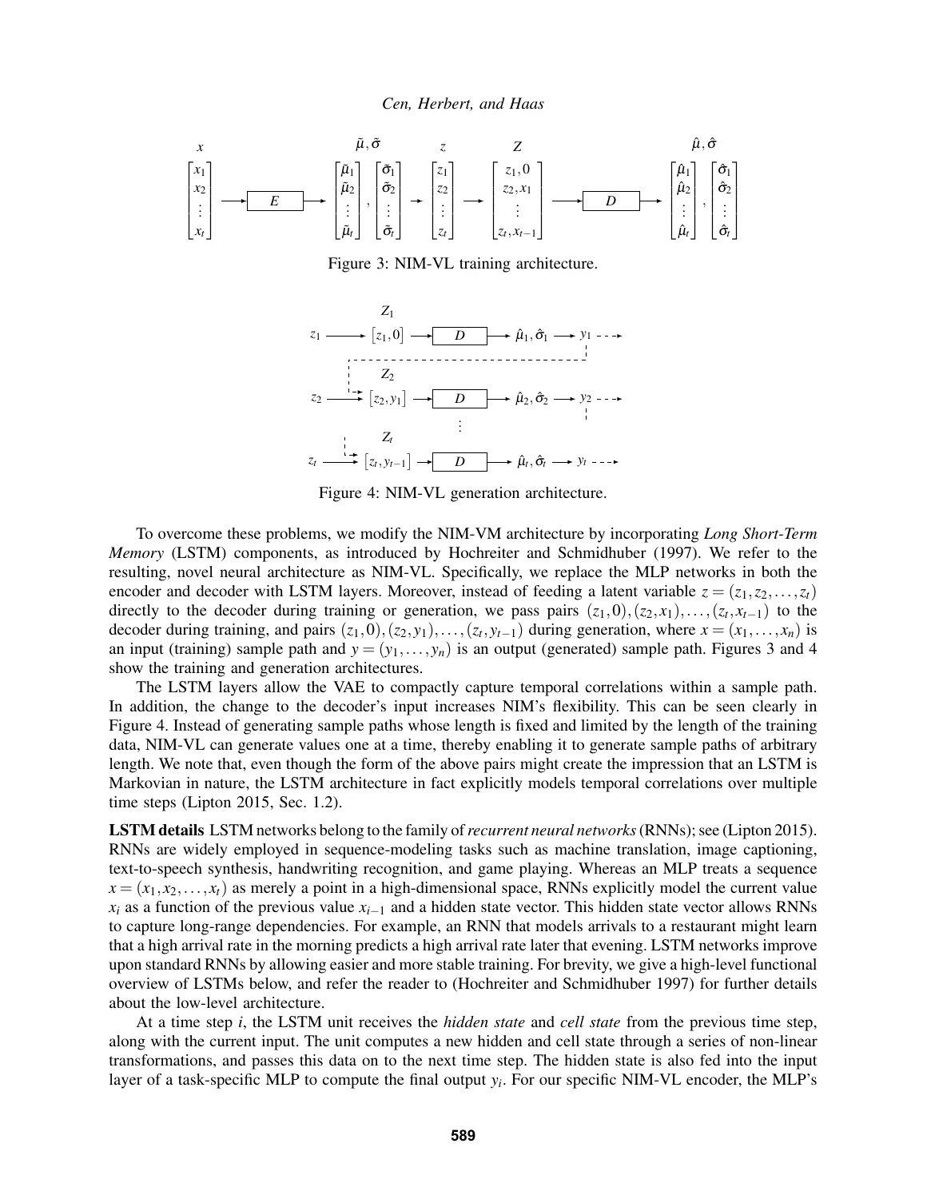Figure 3: NIM-VL training architecture.

Figure 4: NIM-VL generation architecture.

To overcome these problems, we modify the NIM-VM architecture by incorporating *Long Short-Term Memory* (LSTM) components, as introduced by Hochreiter and Schmidhuber (1997). We refer to the resulting, novel neural architecture as NIM-VL. Specifically, we replace the MLP networks in both the encoder and decoder with LSTM layers. Moreover, instead of feeding a latent variable $z = (z_1, z_2, \ldots, z_t)$ directly to the decoder during training or generation, we pass pairs $(z_1, 0), (z_2, x_1), \ldots, (z_t, x_{t-1})$ to the decoder during training, and pairs $(z_1, 0), (z_2, y_1), \ldots, (z_t, y_{t-1})$ during generation, where $x = (x_1, \ldots, x_n)$ is an input (training) sample path and $y = (y_1, \ldots, y_n)$ is an output (generated) sample path. Figures 3 and 4 show the training and generation architectures.

The LSTM layers allow the VAE to compactly capture temporal correlations within a sample path. In addition, the change to the decoder's input increases NIM's flexibility. This can be seen clearly in Figure 4. Instead of generating sample paths whose length is fixed and limited by the length of the training data, NIM-VL can generate values one at a time, thereby enabling it to generate sample paths of arbitrary length. We note that, even though the form of the above pairs might create the impression that an LSTM is Markovian in nature, the LSTM architecture in fact explicitly models temporal correlations over multiple time steps (Lipton 2015, Sec. 1.2).

**LSTM details** LSTM networks belong to the family of *recurrent neural networks* (RNNs); see (Lipton 2015). RNNs are widely employed in sequence-modeling tasks such as machine translation, image captioning, text-to-speech synthesis, handwriting recognition, and game playing. Whereas an MLP treats a sequence $x = (x_1, x_2, \ldots, x_t)$ as merely a point in a high-dimensional space, RNNs explicitly model the current value $x_i$ as a function of the previous value $x_{i-1}$ and a hidden state vector. This hidden state vector allows RNNs to capture long-range dependencies. For example, an RNN that models arrivals to a restaurant might learn that a high arrival rate in the morning predicts a high arrival rate later that evening. LSTM networks improve upon standard RNNs by allowing easier and more stable training. For brevity, we give a high-level functional overview of LSTMs below, and refer the reader to (Hochreiter and Schmidhuber 1997) for further details about the low-level architecture.

At a time step $i$, the LSTM unit receives the *hidden state* and *cell state* from the previous time step, along with the current input. The unit computes a new hidden and cell state through a series of non-linear transformations, and passes this data on to the next time step. The hidden state is also fed into the input layer of a task-specific MLP to compute the final output $y_i$. For our specific NIM-VL encoder, the MLP's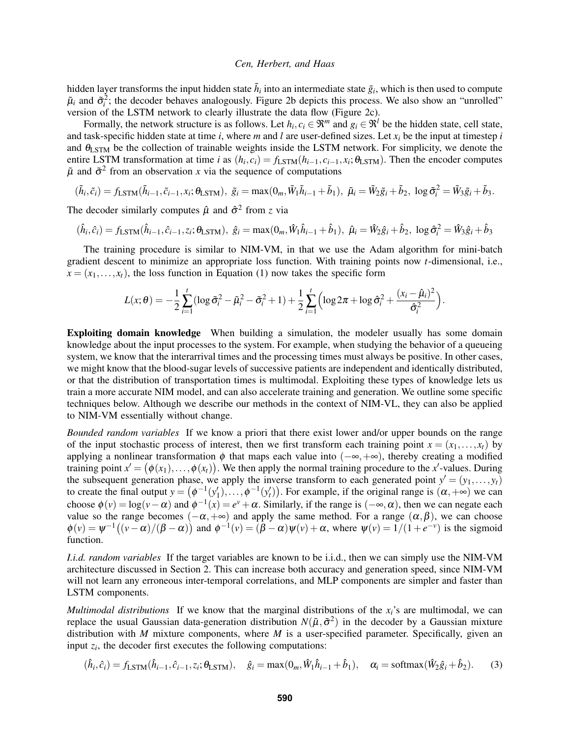hidden layer transforms the input hidden state $\tilde{h}_i$ into an intermediate state $\tilde{g}_i$, which is then used to compute $\tilde{\mu}_i$ and $\tilde{\sigma}_i^2$; the decoder behaves analogously. Figure 2b depicts this process. We also show an "unrolled" version of the LSTM network to clearly illustrate the data flow (Figure 2c).

Formally, the network structure is as follows. Let $h_i, c_i \in \Re^m$ and $g_i \in \Re^l$ be the hidden state, cell state, and task-specific hidden state at time $i$, where $m$ and $l$ are user-defined sizes. Let $x_i$ be the input at timestep $i$ and $\theta_{\text{LSTM}}$ be the collection of trainable weights inside the LSTM network. For simplicity, we denote the entire LSTM transformation at time $i$ as $(h_i, c_i) = f_{\text{LSTM}}(h_{i-1}, c_{i-1}, x_i; \theta_{\text{LSTM}})$. Then the encoder computes $\tilde{\mu}$ and $\tilde{\sigma}^2$ from an observation $x$ via the sequence of computations

$$(\tilde{h}_i, \tilde{c}_i) = f_{\text{LSTM}}(\tilde{h}_{i-1}, \tilde{c}_{i-1}, x_i; \theta_{\text{LSTM}}),\ \tilde{g}_i = \max(0_m, \tilde{W}_1 \tilde{h}_{i-1} + \tilde{b}_1),\ \tilde{\mu}_i = \tilde{W}_2 \tilde{g}_i + \tilde{b}_2,\ \log \tilde{\sigma}_i^2 = \tilde{W}_3 \tilde{g}_i + \tilde{b}_3.$$

The decoder similarly computes $\hat{\mu}$ and $\hat{\sigma}^2$ from $z$ via

$$(\hat{h}_i, \hat{c}_i) = f_{\text{LSTM}}(\hat{h}_{i-1}, \hat{c}_{i-1}, z_i; \theta_{\text{LSTM}}),\ \hat{g}_i = \max(0_m, \hat{W}_1 \hat{h}_{i-1} + \hat{b}_1),\ \hat{\mu}_i = \hat{W}_2 \hat{g}_i + \hat{b}_2,\ \log \hat{\sigma}_i^2 = \hat{W}_3 \hat{g}_i + \hat{b}_3$$

The training procedure is similar to NIM-VM, in that we use the Adam algorithm for mini-batch gradient descent to minimize an appropriate loss function. With training points now $t$-dimensional, i.e., $x = (x_1, \ldots, x_t)$, the loss function in Equation (1) now takes the specific form

$$L(x;\theta) = -\frac{1}{2}\sum_{i=1}^{t}(\log \tilde{\sigma}_i^2 - \tilde{\mu}_i^2 - \tilde{\sigma}_i^2 + 1) + \frac{1}{2}\sum_{i=1}^{t}\Big(\log 2\pi + \log \hat{\sigma}_i^2 + \frac{(x_i - \hat{\mu}_i)^2}{\hat{\sigma}_i^2}\Big).$$

**Exploiting domain knowledge** When building a simulation, the modeler usually has some domain knowledge about the input processes to the system. For example, when studying the behavior of a queueing system, we know that the interarrival times and the processing times must always be positive. In other cases, we might know that the blood-sugar levels of successive patients are independent and identically distributed, or that the distribution of transportation times is multimodal. Exploiting these types of knowledge lets us train a more accurate NIM model, and can also accelerate training and generation. We outline some specific techniques below. Although we describe our methods in the context of NIM-VL, they can also be applied to NIM-VM essentially without change.

*Bounded random variables* If we know a priori that there exist lower and/or upper bounds on the range of the input stochastic process of interest, then we first transform each training point $x = (x_1, \ldots, x_t)$ by applying a nonlinear transformation $\phi$ that maps each value into $(-\infty, +\infty)$, thereby creating a modified training point $x' = \big(\phi(x_1), \ldots, \phi(x_t)\big)$. We then apply the normal training procedure to the $x'$-values. During the subsequent generation phase, we apply the inverse transform to each generated point $y' = (y_1, \ldots, y_t)$ to create the final output $y = \big(\phi^{-1}(y_1'), \ldots, \phi^{-1}(y_t')\big)$. For example, if the original range is $(\alpha, +\infty)$ we can choose $\phi(v) = \log(v - \alpha)$ and $\phi^{-1}(x) = e^v + \alpha$. Similarly, if the range is $(-\infty, \alpha)$, then we can negate each value so the range becomes $(-\alpha, +\infty)$ and apply the same method. For a range $(\alpha, \beta)$, we can choose $\phi(v) = \psi^{-1}\big((v-\alpha)/(\beta-\alpha)\big)$ and $\phi^{-1}(v) = (\beta - \alpha)\psi(v) + \alpha$, where $\psi(v) = 1/(1+e^{-v})$ is the sigmoid function.

*I.i.d. random variables* If the target variables are known to be i.i.d., then we can simply use the NIM-VM architecture discussed in Section 2. This can increase both accuracy and generation speed, since NIM-VM will not learn any erroneous inter-temporal correlations, and MLP components are simpler and faster than LSTM components.

*Multimodal distributions* If we know that the marginal distributions of the $x_i$'s are multimodal, we can replace the usual Gaussian data-generation distribution $N(\tilde{\mu}, \tilde{\sigma}^2)$ in the decoder by a Gaussian mixture distribution with $M$ mixture components, where $M$ is a user-specified parameter. Specifically, given an input $z_i$, the decoder first executes the following computations:

$$(\hat{h}_i, \hat{c}_i) = f_{\text{LSTM}}(\hat{h}_{i-1}, \hat{c}_{i-1}, z_i; \theta_{\text{LSTM}}), \quad \hat{g}_i = \max(0_m, \hat{W}_1 \hat{h}_{i-1} + \hat{b}_1), \quad \alpha_i = \text{softmax}(\hat{W}_2 \hat{g}_i + \hat{b}_2). \tag{3}$$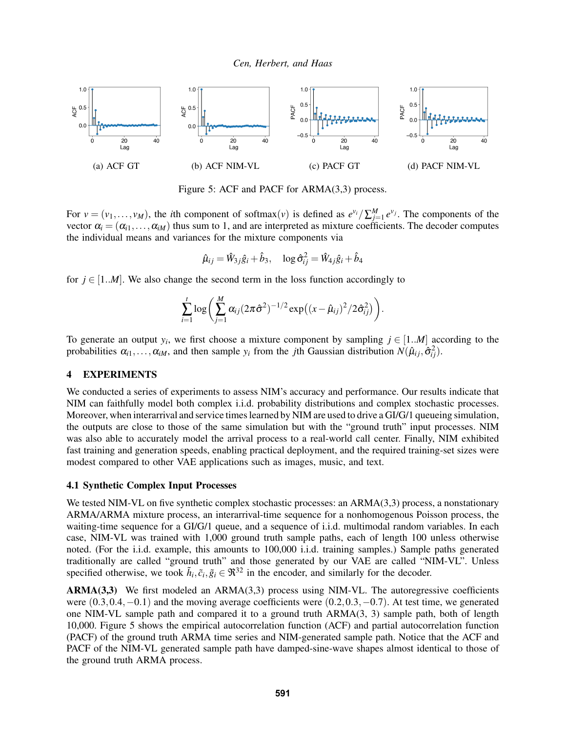(a) ACF GT

(b) ACF NIM-VL

(c) PACF GT

(d) PACF NIM-VL

Figure 5: ACF and PACF for ARMA(3,3) process.

For $v = (v_1, \ldots, v_M)$, the $i$th component of softmax($v$) is defined as $e^{v_i} / \sum_{j=1}^{M} e^{v_j}$. The components of the vector $\alpha_i = (\alpha_{i1}, \ldots, \alpha_{iM})$ thus sum to 1, and are interpreted as mixture coefficients. The decoder computes the individual means and variances for the mixture components via

$$\hat{\mu}_{ij} = \hat{W}_{3j}\hat{g}_i + \hat{b}_3, \quad \log \hat{\sigma}^2_{ij} = \hat{W}_{4j}\hat{g}_i + \hat{b}_4$$

for $j \in [1..M]$. We also change the second term in the loss function accordingly to

$$\sum_{i=1}^{t} \log\left( \sum_{j=1}^{M} \alpha_{ij} (2\pi\hat{\sigma}^2)^{-1/2} \exp\left((x - \hat{\mu}_{ij})^2 / 2\hat{\sigma}^2_{ij}\right) \right).$$

To generate an output $y_i$, we first choose a mixture component by sampling $j \in [1..M]$ according to the probabilities $\alpha_{i1}, \ldots, \alpha_{iM}$, and then sample $y_i$ from the $j$th Gaussian distribution $N(\hat{\mu}_{ij}, \hat{\sigma}^2_{ij})$.

## 4 EXPERIMENTS

We conducted a series of experiments to assess NIM's accuracy and performance. Our results indicate that NIM can faithfully model both complex i.i.d. probability distributions and complex stochastic processes. Moreover, when interarrival and service times learned by NIM are used to drive a GI/G/1 queueing simulation, the outputs are close to those of the same simulation but with the "ground truth" input processes. NIM was also able to accurately model the arrival process to a real-world call center. Finally, NIM exhibited fast training and generation speeds, enabling practical deployment, and the required training-set sizes were modest compared to other VAE applications such as images, music, and text.

### 4.1 Synthetic Complex Input Processes

We tested NIM-VL on five synthetic complex stochastic processes: an ARMA(3,3) process, a nonstationary ARMA/ARMA mixture process, an interarrival-time sequence for a nonhomogenous Poisson process, the waiting-time sequence for a GI/G/1 queue, and a sequence of i.i.d. multimodal random variables. In each case, NIM-VL was trained with 1,000 ground truth sample paths, each of length 100 unless otherwise noted. (For the i.i.d. example, this amounts to 100,000 i.i.d. training samples.) Sample paths generated traditionally are called "ground truth" and those generated by our VAE are called "NIM-VL". Unless specified otherwise, we took $\tilde{h}_i, \tilde{c}_i, \tilde{g}_i \in \Re^{32}$ in the encoder, and similarly for the decoder.

**ARMA(3,3)** We first modeled an ARMA(3,3) process using NIM-VL. The autoregressive coefficients were $(0.3, 0.4, -0.1)$ and the moving average coefficients were $(0.2, 0.3, -0.7)$. At test time, we generated one NIM-VL sample path and compared it to a ground truth ARMA(3, 3) sample path, both of length 10,000. Figure 5 shows the empirical autocorrelation function (ACF) and partial autocorrelation function (PACF) of the ground truth ARMA time series and NIM-generated sample path. Notice that the ACF and PACF of the NIM-VL generated sample path have damped-sine-wave shapes almost identical to those of the ground truth ARMA process.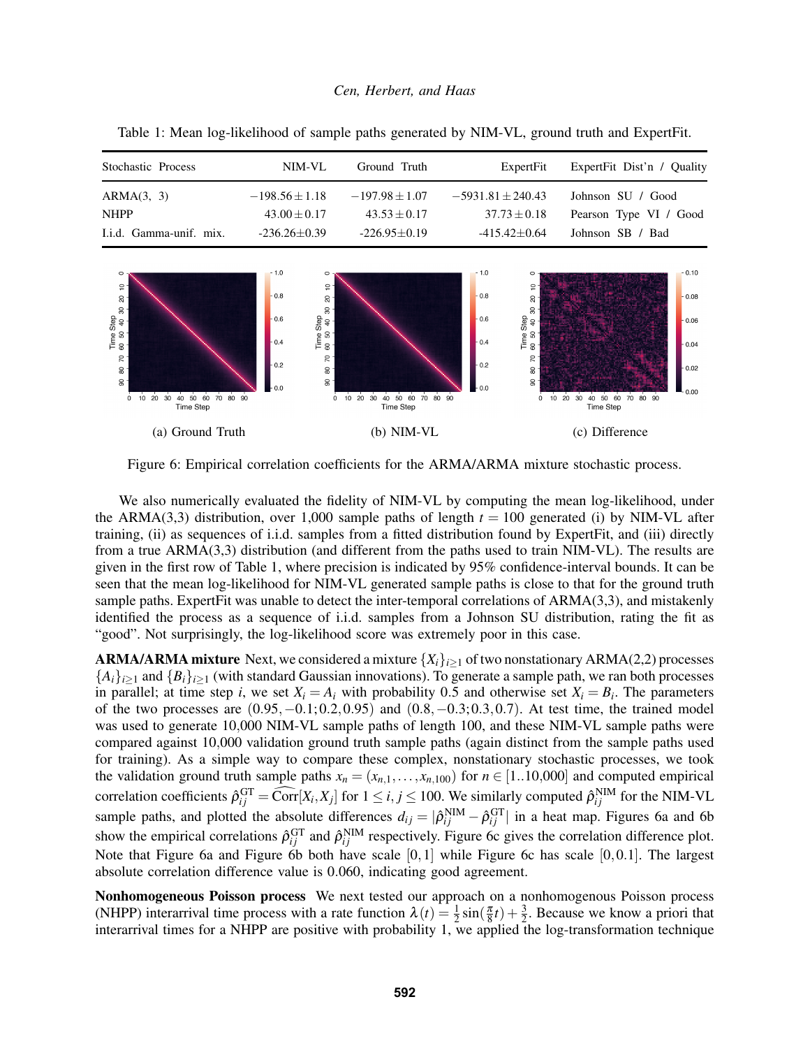Table 1: Mean log-likelihood of sample paths generated by NIM-VL, ground truth and ExpertFit.

| Stochastic Process | NIM-VL | Ground Truth | ExpertFit | ExpertFit Dist'n / Quality |
|---|---|---|---|---|
| ARMA(3, 3) | $-198.56 \pm 1.18$ | $-197.98 \pm 1.07$ | $-5931.81 \pm 240.43$ | Johnson SU / Good |
| NHPP | $43.00 \pm 0.17$ | $43.53 \pm 0.17$ | $37.73 \pm 0.18$ | Pearson Type VI / Good |
| I.i.d. Gamma-unif. mix. | -236.26±0.39 | -226.95±0.19 | -415.42±0.64 | Johnson SB / Bad |

(a) Ground Truth

(b) NIM-VL

(c) Difference

Figure 6: Empirical correlation coefficients for the ARMA/ARMA mixture stochastic process.

We also numerically evaluated the fidelity of NIM-VL by computing the mean log-likelihood, under the ARMA(3,3) distribution, over 1,000 sample paths of length $t = 100$ generated (i) by NIM-VL after training, (ii) as sequences of i.i.d. samples from a fitted distribution found by ExpertFit, and (iii) directly from a true ARMA(3,3) distribution (and different from the paths used to train NIM-VL). The results are given in the first row of Table 1, where precision is indicated by 95% confidence-interval bounds. It can be seen that the mean log-likelihood for NIM-VL generated sample paths is close to that for the ground truth sample paths. ExpertFit was unable to detect the inter-temporal correlations of ARMA(3,3), and mistakenly identified the process as a sequence of i.i.d. samples from a Johnson SU distribution, rating the fit as "good". Not surprisingly, the log-likelihood score was extremely poor in this case.

**ARMA/ARMA mixture** Next, we considered a mixture $\{X_i\}_{i\geq 1}$ of two nonstationary ARMA(2,2) processes $\{A_i\}_{i\geq 1}$ and $\{B_i\}_{i\geq 1}$ (with standard Gaussian innovations). To generate a sample path, we ran both processes in parallel; at time step $i$, we set $X_i = A_i$ with probability 0.5 and otherwise set $X_i = B_i$. The parameters of the two processes are $(0.95, -0.1; 0.2, 0.95)$ and $(0.8, -0.3; 0.3, 0.7)$. At test time, the trained model was used to generate 10,000 NIM-VL sample paths of length 100, and these NIM-VL sample paths were compared against 10,000 validation ground truth sample paths (again distinct from the sample paths used for training). As a simple way to compare these complex, nonstationary stochastic processes, we took the validation ground truth sample paths $x_n = (x_{n,1}, \ldots, x_{n,100})$ for $n \in [1..10{,}000]$ and computed empirical correlation coefficients $\hat{\rho}_{ij}^{\mathrm{GT}} = \widehat{\mathrm{Corr}}[X_i, X_j]$ for $1 \leq i, j \leq 100$. We similarly computed $\hat{\rho}_{ij}^{\mathrm{NIM}}$ for the NIM-VL sample paths, and plotted the absolute differences $d_{ij} = |\hat{\rho}_{ij}^{\mathrm{NIM}} - \hat{\rho}_{ij}^{\mathrm{GT}}|$ in a heat map. Figures 6a and 6b show the empirical correlations $\hat{\rho}_{ij}^{\mathrm{GT}}$ and $\hat{\rho}_{ij}^{\mathrm{NIM}}$ respectively. Figure 6c gives the correlation difference plot. Note that Figure 6a and Figure 6b both have scale $[0, 1]$ while Figure 6c has scale $[0, 0.1]$. The largest absolute correlation difference value is 0.060, indicating good agreement.

**Nonhomogeneous Poisson process** We next tested our approach on a nonhomogenous Poisson process (NHPP) interarrival time process with a rate function $\lambda(t) = \frac{1}{2}\sin(\frac{\pi}{8}t) + \frac{3}{2}$. Because we know a priori that interarrival times for a NHPP are positive with probability 1, we applied the log-transformation technique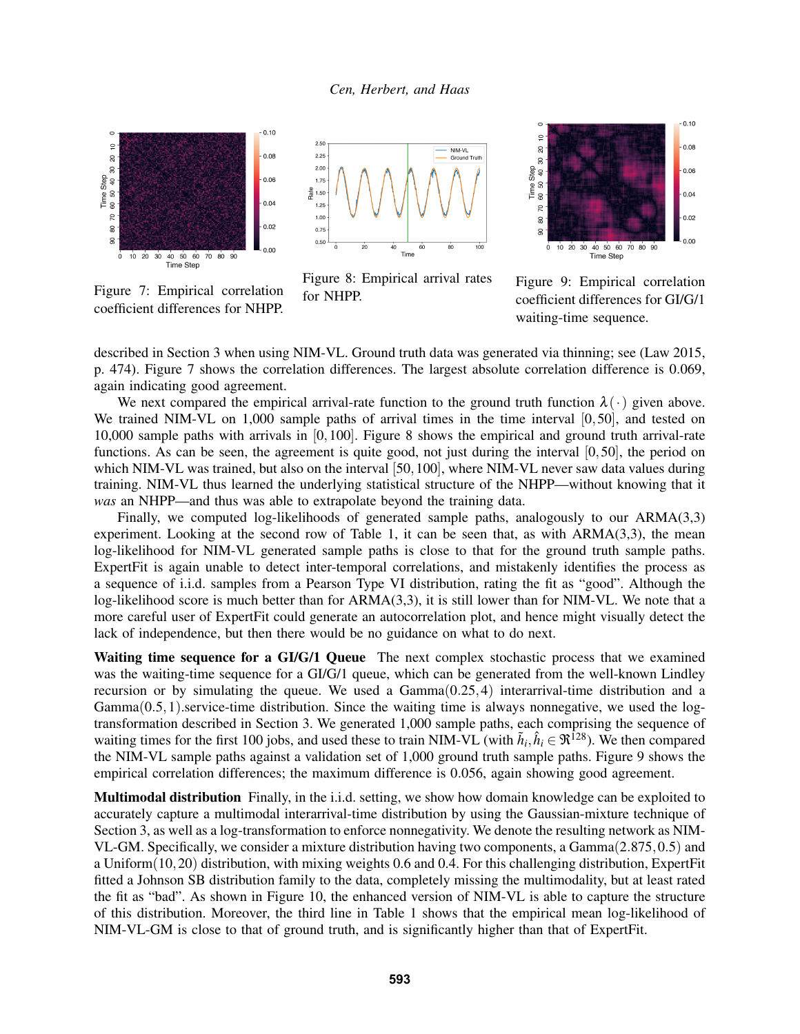Figure 7: Empirical correlation coefficient differences for NHPP.

Figure 8: Empirical arrival rates for NHPP.

Figure 9: Empirical correlation coefficient differences for GI/G/1 waiting-time sequence.

described in Section 3 when using NIM-VL. Ground truth data was generated via thinning; see (Law 2015, p. 474). Figure 7 shows the correlation differences. The largest absolute correlation difference is 0.069, again indicating good agreement.

We next compared the empirical arrival-rate function to the ground truth function $\lambda(\cdot)$ given above. We trained NIM-VL on 1,000 sample paths of arrival times in the time interval $[0,50]$, and tested on 10,000 sample paths with arrivals in $[0,100]$. Figure 8 shows the empirical and ground truth arrival-rate functions. As can be seen, the agreement is quite good, not just during the interval $[0,50]$, the period on which NIM-VL was trained, but also on the interval $[50,100]$, where NIM-VL never saw data values during training. NIM-VL thus learned the underlying statistical structure of the NHPP—without knowing that it *was* an NHPP—and thus was able to extrapolate beyond the training data.

Finally, we computed log-likelihoods of generated sample paths, analogously to our ARMA(3,3) experiment. Looking at the second row of Table 1, it can be seen that, as with ARMA(3,3), the mean log-likelihood for NIM-VL generated sample paths is close to that for the ground truth sample paths. ExpertFit is again unable to detect inter-temporal correlations, and mistakenly identifies the process as a sequence of i.i.d. samples from a Pearson Type VI distribution, rating the fit as "good". Although the log-likelihood score is much better than for ARMA(3,3), it is still lower than for NIM-VL. We note that a more careful user of ExpertFit could generate an autocorrelation plot, and hence might visually detect the lack of independence, but then there would be no guidance on what to do next.

**Waiting time sequence for a GI/G/1 Queue** The next complex stochastic process that we examined was the waiting-time sequence for a GI/G/1 queue, which can be generated from the well-known Lindley recursion or by simulating the queue. We used a $\text{Gamma}(0.25,4)$ interarrival-time distribution and a $\text{Gamma}(0.5,1)$.service-time distribution. Since the waiting time is always nonnegative, we used the log-transformation described in Section 3. We generated 1,000 sample paths, each comprising the sequence of waiting times for the first 100 jobs, and used these to train NIM-VL (with $\tilde{h}_i, \hat{h}_i \in \Re^{128}$). We then compared the NIM-VL sample paths against a validation set of 1,000 ground truth sample paths. Figure 9 shows the empirical correlation differences; the maximum difference is 0.056, again showing good agreement.

**Multimodal distribution** Finally, in the i.i.d. setting, we show how domain knowledge can be exploited to accurately capture a multimodal interarrival-time distribution by using the Gaussian-mixture technique of Section 3, as well as a log-transformation to enforce nonnegativity. We denote the resulting network as NIM-VL-GM. Specifically, we consider a mixture distribution having two components, a $\text{Gamma}(2.875,0.5)$ and a $\text{Uniform}(10,20)$ distribution, with mixing weights 0.6 and 0.4. For this challenging distribution, ExpertFit fitted a Johnson SB distribution family to the data, completely missing the multimodality, but at least rated the fit as "bad". As shown in Figure 10, the enhanced version of NIM-VL is able to capture the structure of this distribution. Moreover, the third line in Table 1 shows that the empirical mean log-likelihood of NIM-VL-GM is close to that of ground truth, and is significantly higher than that of ExpertFit.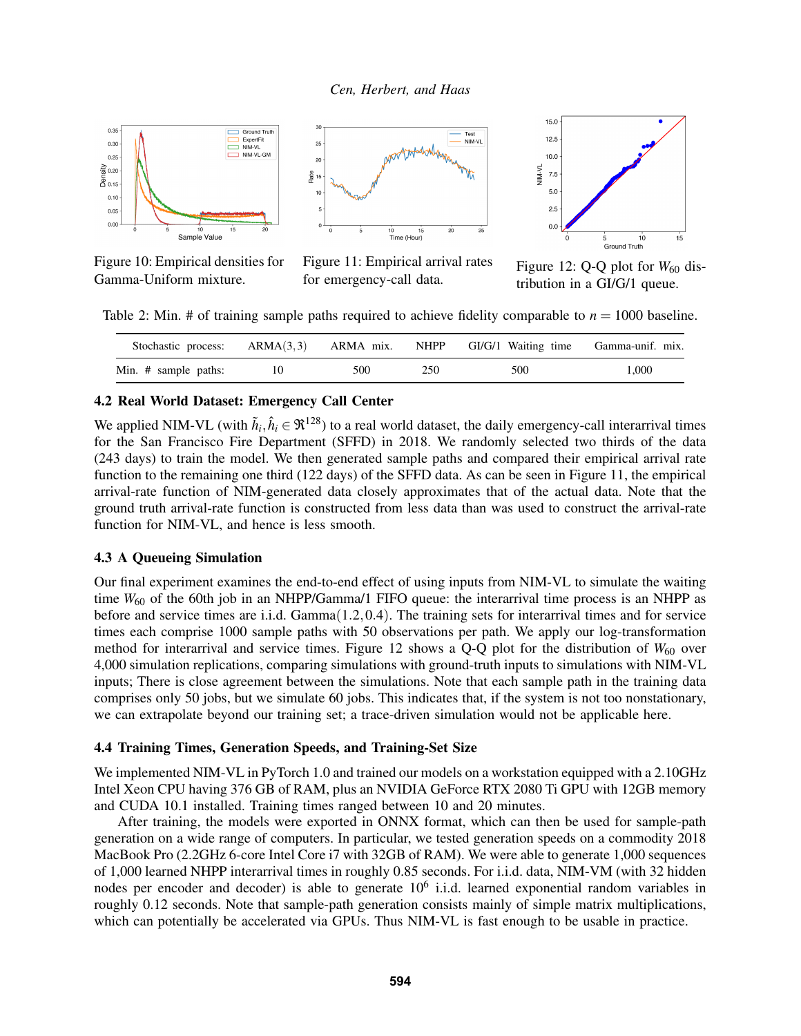Figure 10: Empirical densities for Gamma-Uniform mixture.

Figure 11: Empirical arrival rates for emergency-call data.

Figure 12: Q-Q plot for $W_{60}$ distribution in a GI/G/1 queue.

Table 2: Min. # of training sample paths required to achieve fidelity comparable to $n = 1000$ baseline.

| Stochastic process: | ARMA(3,3) | ARMA mix. | NHPP | GI/G/1 Waiting time | Gamma-unif. mix. |
|---|---|---|---|---|---|
| Min. # sample paths: | 10 | 500 | 250 | 500 | 1,000 |

### 4.2 Real World Dataset: Emergency Call Center

We applied NIM-VL (with $\tilde{h}_i, \hat{h}_i \in \Re^{128}$) to a real world dataset, the daily emergency-call interarrival times for the San Francisco Fire Department (SFFD) in 2018. We randomly selected two thirds of the data (243 days) to train the model. We then generated sample paths and compared their empirical arrival rate function to the remaining one third (122 days) of the SFFD data. As can be seen in Figure 11, the empirical arrival-rate function of NIM-generated data closely approximates that of the actual data. Note that the ground truth arrival-rate function is constructed from less data than was used to construct the arrival-rate function for NIM-VL, and hence is less smooth.

### 4.3 A Queueing Simulation

Our final experiment examines the end-to-end effect of using inputs from NIM-VL to simulate the waiting time $W_{60}$ of the 60th job in an NHPP/Gamma/1 FIFO queue: the interarrival time process is an NHPP as before and service times are i.i.d. Gamma$(1.2, 0.4)$. The training sets for interarrival times and for service times each comprise 1000 sample paths with 50 observations per path. We apply our log-transformation method for interarrival and service times. Figure 12 shows a Q-Q plot for the distribution of $W_{60}$ over 4,000 simulation replications, comparing simulations with ground-truth inputs to simulations with NIM-VL inputs; There is close agreement between the simulations. Note that each sample path in the training data comprises only 50 jobs, but we simulate 60 jobs. This indicates that, if the system is not too nonstationary, we can extrapolate beyond our training set; a trace-driven simulation would not be applicable here.

### 4.4 Training Times, Generation Speeds, and Training-Set Size

We implemented NIM-VL in PyTorch 1.0 and trained our models on a workstation equipped with a 2.10GHz Intel Xeon CPU having 376 GB of RAM, plus an NVIDIA GeForce RTX 2080 Ti GPU with 12GB memory and CUDA 10.1 installed. Training times ranged between 10 and 20 minutes.

After training, the models were exported in ONNX format, which can then be used for sample-path generation on a wide range of computers. In particular, we tested generation speeds on a commodity 2018 MacBook Pro (2.2GHz 6-core Intel Core i7 with 32GB of RAM). We were able to generate 1,000 sequences of 1,000 learned NHPP interarrival times in roughly 0.85 seconds. For i.i.d. data, NIM-VM (with 32 hidden nodes per encoder and decoder) is able to generate $10^6$ i.i.d. learned exponential random variables in roughly 0.12 seconds. Note that sample-path generation consists mainly of simple matrix multiplications, which can potentially be accelerated via GPUs. Thus NIM-VL is fast enough to be usable in practice.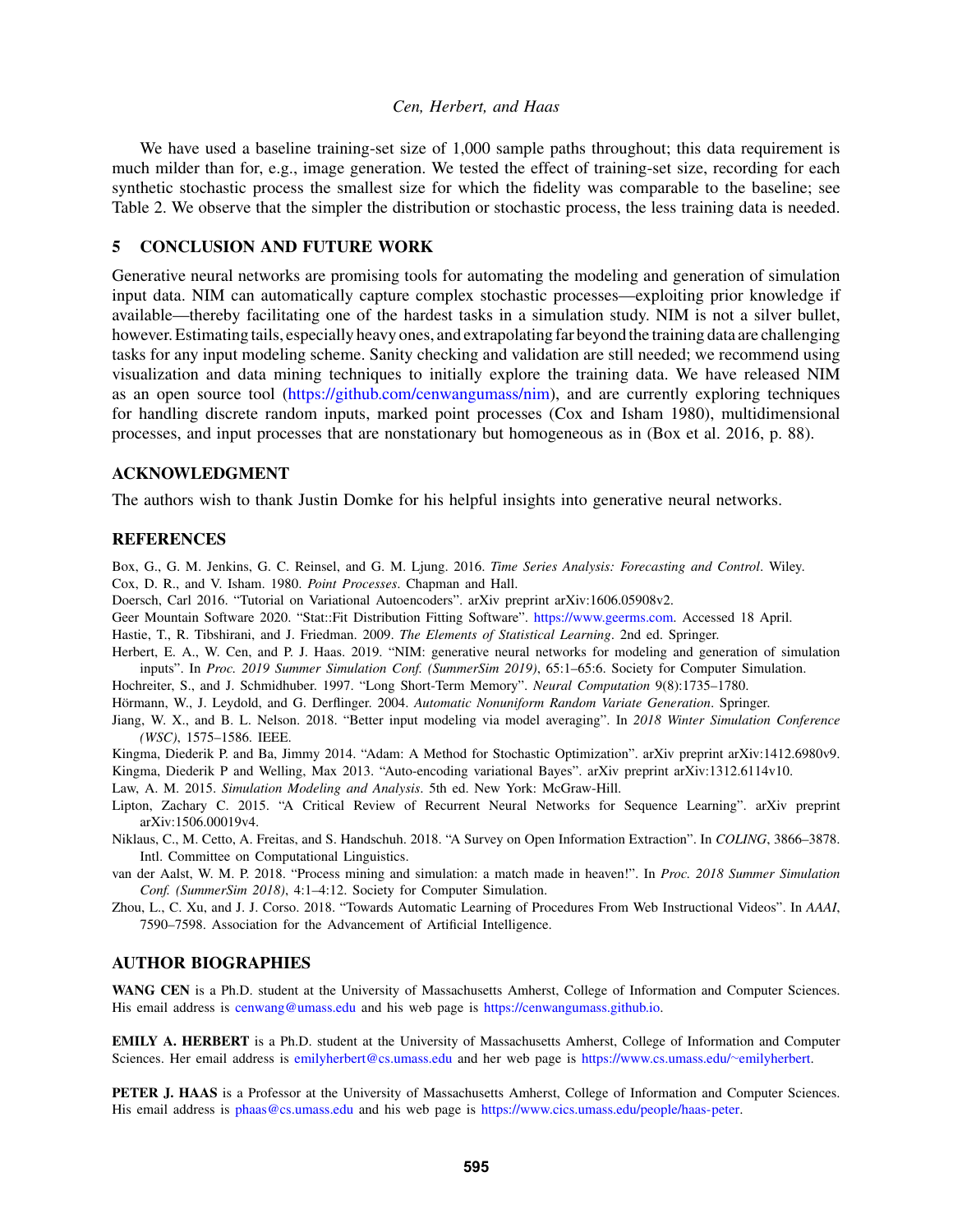We have used a baseline training-set size of 1,000 sample paths throughout; this data requirement is much milder than for, e.g., image generation. We tested the effect of training-set size, recording for each synthetic stochastic process the smallest size for which the fidelity was comparable to the baseline; see Table 2. We observe that the simpler the distribution or stochastic process, the less training data is needed.

## 5 CONCLUSION AND FUTURE WORK

Generative neural networks are promising tools for automating the modeling and generation of simulation input data. NIM can automatically capture complex stochastic processes—exploiting prior knowledge if available—thereby facilitating one of the hardest tasks in a simulation study. NIM is not a silver bullet, however. Estimating tails, especially heavy ones, and extrapolating far beyond the training data are challenging tasks for any input modeling scheme. Sanity checking and validation are still needed; we recommend using visualization and data mining techniques to initially explore the training data. We have released NIM as an open source tool (https://github.com/cenwangumass/nim), and are currently exploring techniques for handling discrete random inputs, marked point processes (Cox and Isham 1980), multidimensional processes, and input processes that are nonstationary but homogeneous as in (Box et al. 2016, p. 88).

## ACKNOWLEDGMENT

The authors wish to thank Justin Domke for his helpful insights into generative neural networks.

## REFERENCES

Box, G., G. M. Jenkins, G. C. Reinsel, and G. M. Ljung. 2016. *Time Series Analysis: Forecasting and Control*. Wiley.

Cox, D. R., and V. Isham. 1980. *Point Processes*. Chapman and Hall.

Doersch, Carl 2016. "Tutorial on Variational Autoencoders". arXiv preprint arXiv:1606.05908v2.

Geer Mountain Software 2020. "Stat::Fit Distribution Fitting Software". https://www.geerms.com. Accessed 18 April.

Hastie, T., R. Tibshirani, and J. Friedman. 2009. *The Elements of Statistical Learning*. 2nd ed. Springer.

Herbert, E. A., W. Cen, and P. J. Haas. 2019. "NIM: generative neural networks for modeling and generation of simulation inputs". In *Proc. 2019 Summer Simulation Conf. (SummerSim 2019)*, 65:1–65:6. Society for Computer Simulation.

Hochreiter, S., and J. Schmidhuber. 1997. "Long Short-Term Memory". *Neural Computation* 9(8):1735–1780.

Hörmann, W., J. Leydold, and G. Derflinger. 2004. *Automatic Nonuniform Random Variate Generation*. Springer.

Jiang, W. X., and B. L. Nelson. 2018. "Better input modeling via model averaging". In *2018 Winter Simulation Conference (WSC)*, 1575–1586. IEEE.

Kingma, Diederik P. and Ba, Jimmy 2014. "Adam: A Method for Stochastic Optimization". arXiv preprint arXiv:1412.6980v9.

Kingma, Diederik P and Welling, Max 2013. "Auto-encoding variational Bayes". arXiv preprint arXiv:1312.6114v10.

Law, A. M. 2015. *Simulation Modeling and Analysis*. 5th ed. New York: McGraw-Hill.

Lipton, Zachary C. 2015. "A Critical Review of Recurrent Neural Networks for Sequence Learning". arXiv preprint arXiv:1506.00019v4.

Niklaus, C., M. Cetto, A. Freitas, and S. Handschuh. 2018. "A Survey on Open Information Extraction". In *COLING*, 3866–3878. Intl. Committee on Computational Linguistics.

van der Aalst, W. M. P. 2018. "Process mining and simulation: a match made in heaven!". In *Proc. 2018 Summer Simulation Conf. (SummerSim 2018)*, 4:1–4:12. Society for Computer Simulation.

Zhou, L., C. Xu, and J. J. Corso. 2018. "Towards Automatic Learning of Procedures From Web Instructional Videos". In *AAAI*, 7590–7598. Association for the Advancement of Artificial Intelligence.

## AUTHOR BIOGRAPHIES

**WANG CEN** is a Ph.D. student at the University of Massachusetts Amherst, College of Information and Computer Sciences. His email address is cenwang@umass.edu and his web page is https://cenwangumass.github.io.

**EMILY A. HERBERT** is a Ph.D. student at the University of Massachusetts Amherst, College of Information and Computer Sciences. Her email address is emilyherbert@cs.umass.edu and her web page is https://www.cs.umass.edu/~emilyherbert.

**PETER J. HAAS** is a Professor at the University of Massachusetts Amherst, College of Information and Computer Sciences. His email address is phaas@cs.umass.edu and his web page is https://www.cics.umass.edu/people/haas-peter.